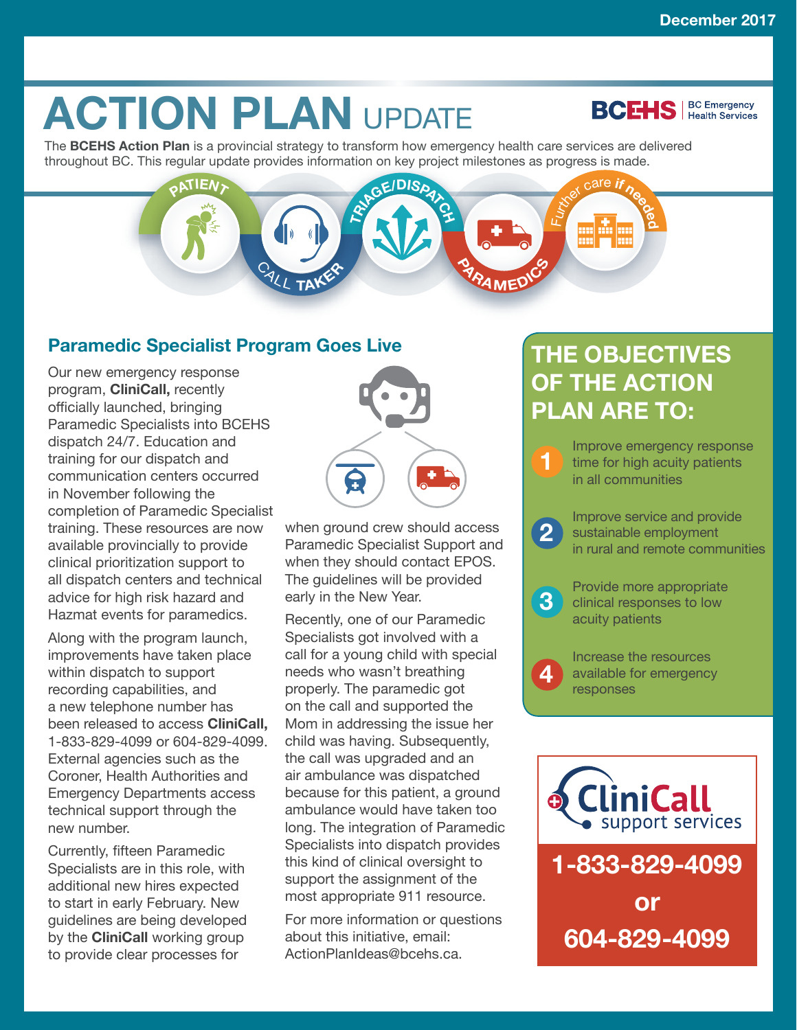December 2017

# ACTION PLAN UPDATE

BCEHS | BC Emergency Health Services

The **BCEHS Action Plan** is a provincial strategy to transform how emergency health care services are delivered throughout BC. This regular update provides information on key project milestones as progress is made.

PATIENT — CALL TAKER — TRIAGE/DISPATCH — PARAMEDICS — Further care if needed

## Paramedic Specialist Program Goes Live

Our new emergency response program, **CliniCall,** recently officially launched, bringing Paramedic Specialists into BCEHS dispatch 24/7. Education and training for our dispatch and communication centers occurred in November following the completion of Paramedic Specialist training. These resources are now available provincially to provide clinical prioritization support to all dispatch centers and technical advice for high risk hazard and Hazmat events for paramedics.

Along with the program launch, improvements have taken place within dispatch to support recording capabilities, and a new telephone number has been released to access **CliniCall,** 1-833-829-4099 or 604-829-4099. External agencies such as the Coroner, Health Authorities and Emergency Departments access technical support through the new number.

Currently, fifteen Paramedic Specialists are in this role, with additional new hires expected to start in early February. New guidelines are being developed by the **CliniCall** working group to provide clear processes for when ground crew should access Paramedic Specialist Support and when they should contact EPOS. The guidelines will be provided early in the New Year.

Recently, one of our Paramedic Specialists got involved with a call for a young child with special needs who wasn't breathing properly. The paramedic got on the call and supported the Mom in addressing the issue her child was having. Subsequently, the call was upgraded and an air ambulance was dispatched because for this patient, a ground ambulance would have taken too long. The integration of Paramedic Specialists into dispatch provides this kind of clinical oversight to support the assignment of the most appropriate 911 resource.

For more information or questions about this initiative, email: ActionPlanIdeas@bcehs.ca.

## THE OBJECTIVES OF THE ACTION PLAN ARE TO:

1. Improve emergency response time for high acuity patients in all communities
2. Improve service and provide sustainable employment in rural and remote communities
3. Provide more appropriate clinical responses to low acuity patients
4. Increase the resources available for emergency responses

**CliniCall support services**

**1-833-829-4099**

**or**

**604-829-4099**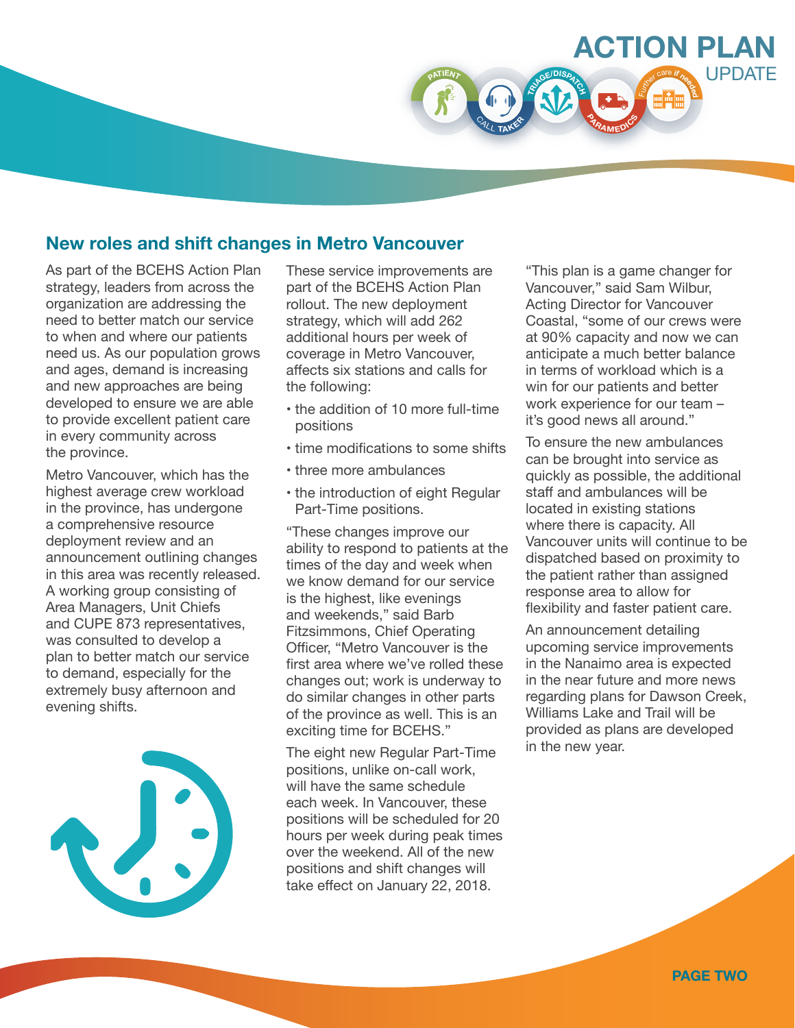# ACTION PLAN UPDATE

## New roles and shift changes in Metro Vancouver

As part of the BCEHS Action Plan strategy, leaders from across the organization are addressing the need to better match our service to when and where our patients need us. As our population grows and ages, demand is increasing and new approaches are being developed to ensure we are able to provide excellent patient care in every community across the province.

Metro Vancouver, which has the highest average crew workload in the province, has undergone a comprehensive resource deployment review and an announcement outlining changes in this area was recently released. A working group consisting of Area Managers, Unit Chiefs and CUPE 873 representatives, was consulted to develop a plan to better match our service to demand, especially for the extremely busy afternoon and evening shifts.

These service improvements are part of the BCEHS Action Plan rollout. The new deployment strategy, which will add 262 additional hours per week of coverage in Metro Vancouver, affects six stations and calls for the following:

- the addition of 10 more full-time positions
- time modifications to some shifts
- three more ambulances
- the introduction of eight Regular Part-Time positions.

"These changes improve our ability to respond to patients at the times of the day and week when we know demand for our service is the highest, like evenings and weekends," said Barb Fitzsimmons, Chief Operating Officer, "Metro Vancouver is the first area where we've rolled these changes out; work is underway to do similar changes in other parts of the province as well. This is an exciting time for BCEHS."

The eight new Regular Part-Time positions, unlike on-call work, will have the same schedule each week. In Vancouver, these positions will be scheduled for 20 hours per week during peak times over the weekend. All of the new positions and shift changes will take effect on January 22, 2018.

"This plan is a game changer for Vancouver," said Sam Wilbur, Acting Director for Vancouver Coastal, "some of our crews were at 90% capacity and now we can anticipate a much better balance in terms of workload which is a win for our patients and better work experience for our team – it's good news all around."

To ensure the new ambulances can be brought into service as quickly as possible, the additional staff and ambulances will be located in existing stations where there is capacity. All Vancouver units will continue to be dispatched based on proximity to the patient rather than assigned response area to allow for flexibility and faster patient care.

An announcement detailing upcoming service improvements in the Nanaimo area is expected in the near future and more news regarding plans for Dawson Creek, Williams Lake and Trail will be provided as plans are developed in the new year.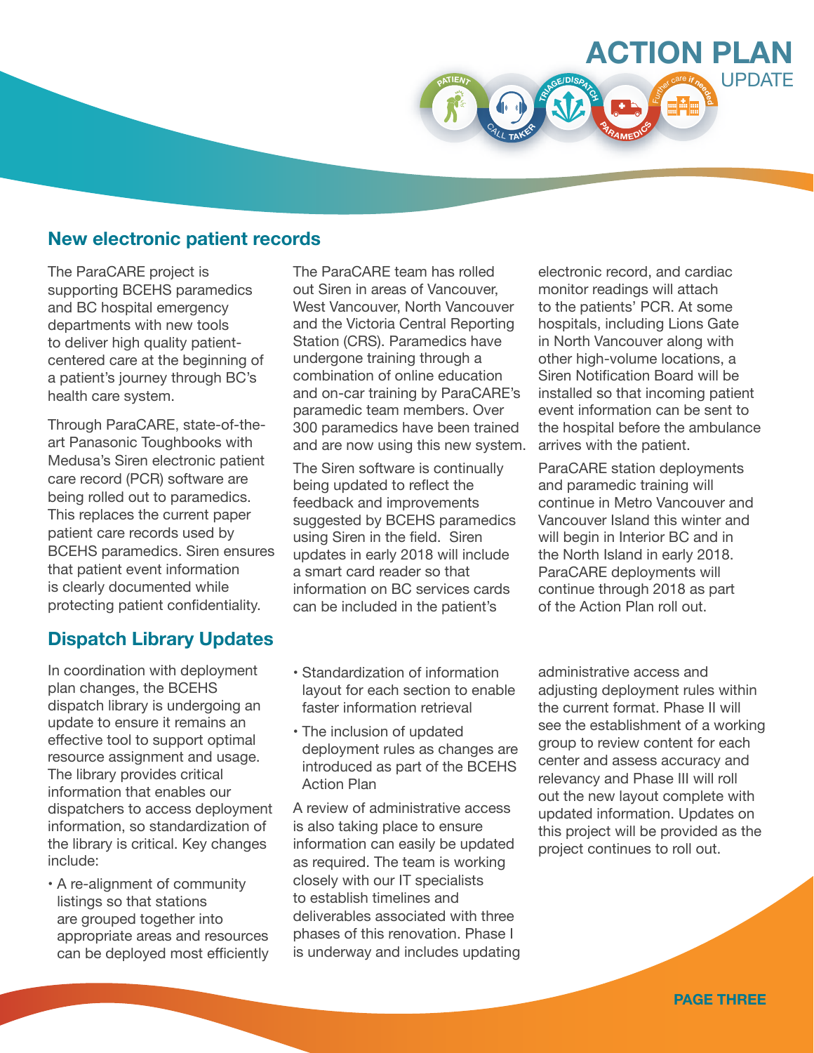## New electronic patient records

The ParaCARE project is supporting BCEHS paramedics and BC hospital emergency departments with new tools to deliver high quality patient-centered care at the beginning of a patient's journey through BC's health care system.

Through ParaCARE, state-of-the-art Panasonic Toughbooks with Medusa's Siren electronic patient care record (PCR) software are being rolled out to paramedics. This replaces the current paper patient care records used by BCEHS paramedics. Siren ensures that patient event information is clearly documented while protecting patient confidentiality.

The ParaCARE team has rolled out Siren in areas of Vancouver, West Vancouver, North Vancouver and the Victoria Central Reporting Station (CRS). Paramedics have undergone training through a combination of online education and on-car training by ParaCARE's paramedic team members. Over 300 paramedics have been trained and are now using this new system.

The Siren software is continually being updated to reflect the feedback and improvements suggested by BCEHS paramedics using Siren in the field. Siren updates in early 2018 will include a smart card reader so that information on BC services cards can be included in the patient's electronic record, and cardiac monitor readings will attach to the patients' PCR. At some hospitals, including Lions Gate in North Vancouver along with other high-volume locations, a Siren Notification Board will be installed so that incoming patient event information can be sent to the hospital before the ambulance arrives with the patient.

ParaCARE station deployments and paramedic training will continue in Metro Vancouver and Vancouver Island this winter and will begin in Interior BC and in the North Island in early 2018. ParaCARE deployments will continue through 2018 as part of the Action Plan roll out.

## Dispatch Library Updates

In coordination with deployment plan changes, the BCEHS dispatch library is undergoing an update to ensure it remains an effective tool to support optimal resource assignment and usage. The library provides critical information that enables our dispatchers to access deployment information, so standardization of the library is critical. Key changes include:

- A re-alignment of community listings so that stations are grouped together into appropriate areas and resources can be deployed most efficiently
- Standardization of information layout for each section to enable faster information retrieval
- The inclusion of updated deployment rules as changes are introduced as part of the BCEHS Action Plan

A review of administrative access is also taking place to ensure information can easily be updated as required. The team is working closely with our IT specialists to establish timelines and deliverables associated with three phases of this renovation. Phase I is underway and includes updating administrative access and adjusting deployment rules within the current format. Phase II will see the establishment of a working group to review content for each center and assess accuracy and relevancy and Phase III will roll out the new layout complete with updated information. Updates on this project will be provided as the project continues to roll out.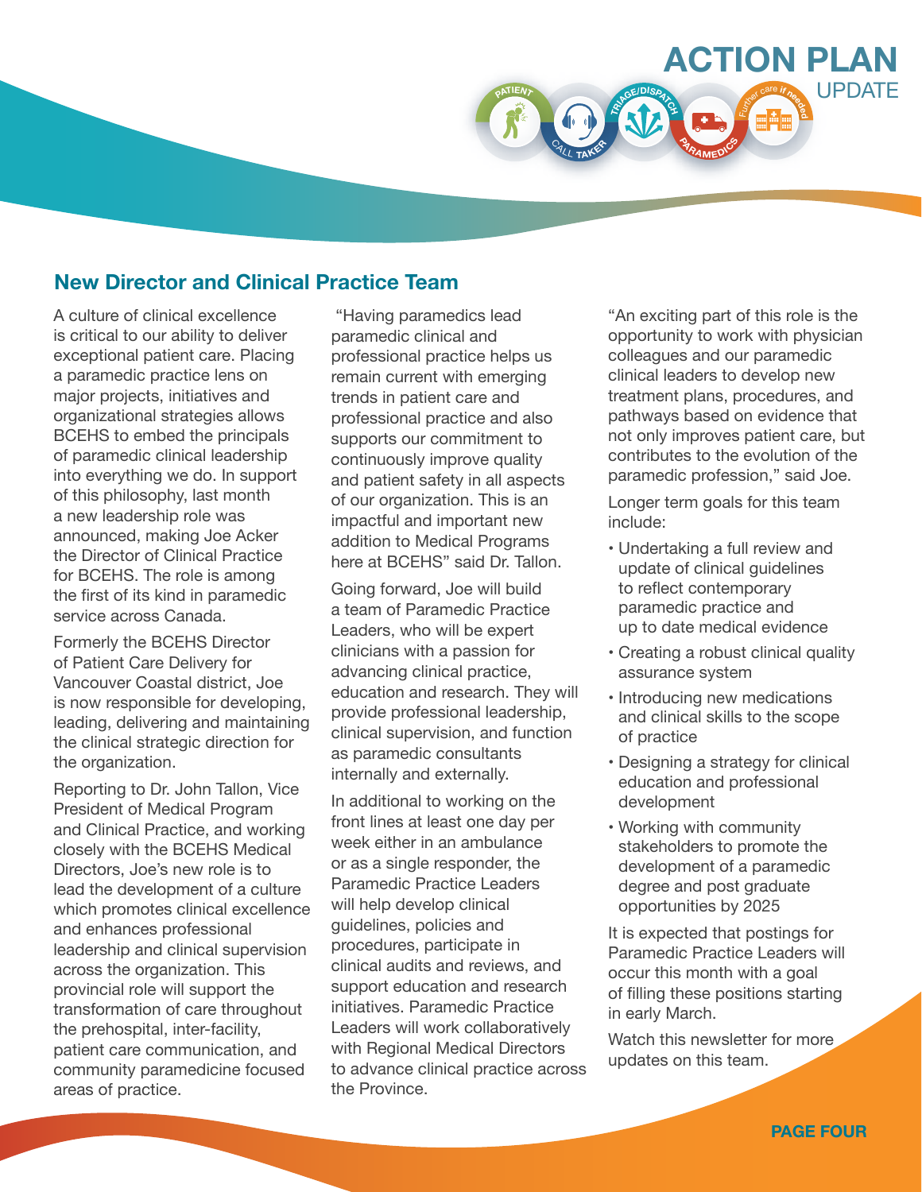## New Director and Clinical Practice Team

A culture of clinical excellence is critical to our ability to deliver exceptional patient care. Placing a paramedic practice lens on major projects, initiatives and organizational strategies allows BCEHS to embed the principals of paramedic clinical leadership into everything we do. In support of this philosophy, last month a new leadership role was announced, making Joe Acker the Director of Clinical Practice for BCEHS. The role is among the first of its kind in paramedic service across Canada.

Formerly the BCEHS Director of Patient Care Delivery for Vancouver Coastal district, Joe is now responsible for developing, leading, delivering and maintaining the clinical strategic direction for the organization.

Reporting to Dr. John Tallon, Vice President of Medical Program and Clinical Practice, and working closely with the BCEHS Medical Directors, Joe's new role is to lead the development of a culture which promotes clinical excellence and enhances professional leadership and clinical supervision across the organization. This provincial role will support the transformation of care throughout the prehospital, inter-facility, patient care communication, and community paramedicine focused areas of practice.

"Having paramedics lead paramedic clinical and professional practice helps us remain current with emerging trends in patient care and professional practice and also supports our commitment to continuously improve quality and patient safety in all aspects of our organization. This is an impactful and important new addition to Medical Programs here at BCEHS" said Dr. Tallon.

Going forward, Joe will build a team of Paramedic Practice Leaders, who will be expert clinicians with a passion for advancing clinical practice, education and research. They will provide professional leadership, clinical supervision, and function as paramedic consultants internally and externally.

In additional to working on the front lines at least one day per week either in an ambulance or as a single responder, the Paramedic Practice Leaders will help develop clinical guidelines, policies and procedures, participate in clinical audits and reviews, and support education and research initiatives. Paramedic Practice Leaders will work collaboratively with Regional Medical Directors to advance clinical practice across the Province.

"An exciting part of this role is the opportunity to work with physician colleagues and our paramedic clinical leaders to develop new treatment plans, procedures, and pathways based on evidence that not only improves patient care, but contributes to the evolution of the paramedic profession," said Joe.

Longer term goals for this team include:

- Undertaking a full review and update of clinical guidelines to reflect contemporary paramedic practice and up to date medical evidence
- Creating a robust clinical quality assurance system
- Introducing new medications and clinical skills to the scope of practice
- Designing a strategy for clinical education and professional development
- Working with community stakeholders to promote the development of a paramedic degree and post graduate opportunities by 2025

It is expected that postings for Paramedic Practice Leaders will occur this month with a goal of filling these positions starting in early March.

Watch this newsletter for more updates on this team.